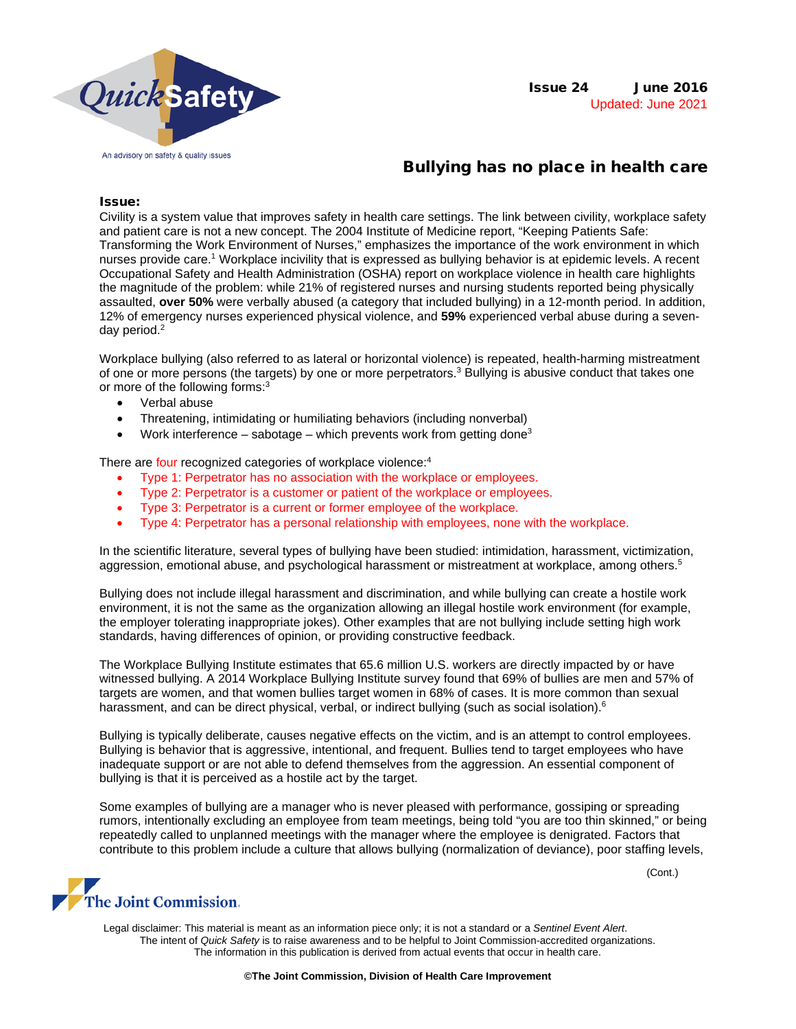Issue 24 June 2016
Updated: June 2021

# Bullying has no place in health care

**Issue:**
Civility is a system value that improves safety in health care settings. The link between civility, workplace safety and patient care is not a new concept. The 2004 Institute of Medicine report, "Keeping Patients Safe: Transforming the Work Environment of Nurses," emphasizes the importance of the work environment in which nurses provide care.[1] Workplace incivility that is expressed as bullying behavior is at epidemic levels. A recent Occupational Safety and Health Administration (OSHA) report on workplace violence in health care highlights the magnitude of the problem: while 21% of registered nurses and nursing students reported being physically assaulted, **over 50%** were verbally abused (a category that included bullying) in a 12-month period. In addition, 12% of emergency nurses experienced physical violence, and **59%** experienced verbal abuse during a seven-day period.[2]

Workplace bullying (also referred to as lateral or horizontal violence) is repeated, health-harming mistreatment of one or more persons (the targets) by one or more perpetrators.[3] Bullying is abusive conduct that takes one or more of the following forms:[3]

- Verbal abuse
- Threatening, intimidating or humiliating behaviors (including nonverbal)
- Work interference – sabotage – which prevents work from getting done[3]

There are four recognized categories of workplace violence:[4]

- Type 1: Perpetrator has no association with the workplace or employees.
- Type 2: Perpetrator is a customer or patient of the workplace or employees.
- Type 3: Perpetrator is a current or former employee of the workplace.
- Type 4: Perpetrator has a personal relationship with employees, none with the workplace.

In the scientific literature, several types of bullying have been studied: intimidation, harassment, victimization, aggression, emotional abuse, and psychological harassment or mistreatment at workplace, among others.[5]

Bullying does not include illegal harassment and discrimination, and while bullying can create a hostile work environment, it is not the same as the organization allowing an illegal hostile work environment (for example, the employer tolerating inappropriate jokes). Other examples that are not bullying include setting high work standards, having differences of opinion, or providing constructive feedback.

The Workplace Bullying Institute estimates that 65.6 million U.S. workers are directly impacted by or have witnessed bullying. A 2014 Workplace Bullying Institute survey found that 69% of bullies are men and 57% of targets are women, and that women bullies target women in 68% of cases. It is more common than sexual harassment, and can be direct physical, verbal, or indirect bullying (such as social isolation).[6]

Bullying is typically deliberate, causes negative effects on the victim, and is an attempt to control employees. Bullying is behavior that is aggressive, intentional, and frequent. Bullies tend to target employees who have inadequate support or are not able to defend themselves from the aggression. An essential component of bullying is that it is perceived as a hostile act by the target.

Some examples of bullying are a manager who is never pleased with performance, gossiping or spreading rumors, intentionally excluding an employee from team meetings, being told "you are too thin skinned," or being repeatedly called to unplanned meetings with the manager where the employee is denigrated. Factors that contribute to this problem include a culture that allows bullying (normalization of deviance), poor staffing levels,

(Cont.)

Legal disclaimer: This material is meant as an information piece only; it is not a standard or a *Sentinel Event Alert*. The intent of *Quick Safety* is to raise awareness and to be helpful to Joint Commission-accredited organizations. The information in this publication is derived from actual events that occur in health care.

**©The Joint Commission, Division of Health Care Improvement**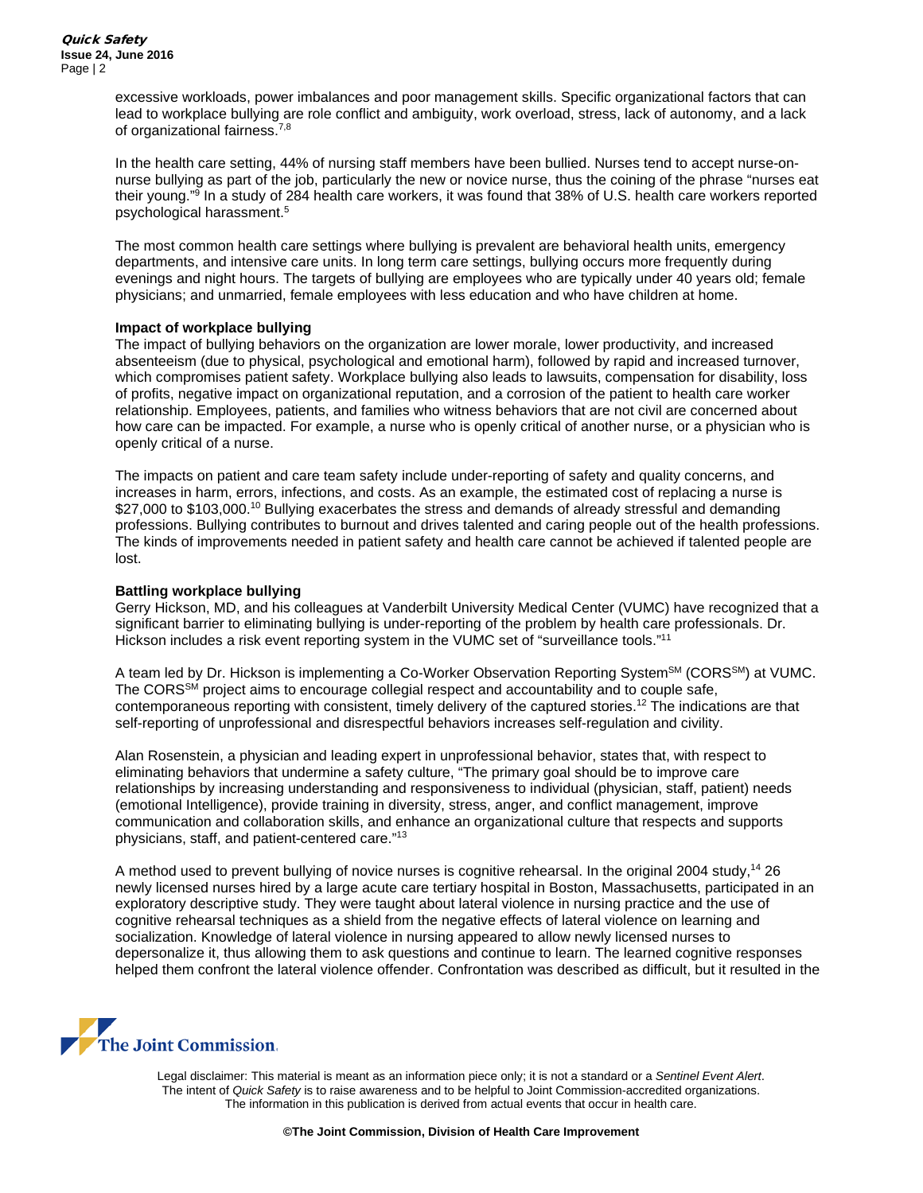excessive workloads, power imbalances and poor management skills. Specific organizational factors that can lead to workplace bullying are role conflict and ambiguity, work overload, stress, lack of autonomy, and a lack of organizational fairness.[7,8]

In the health care setting, 44% of nursing staff members have been bullied. Nurses tend to accept nurse-on-nurse bullying as part of the job, particularly the new or novice nurse, thus the coining of the phrase "nurses eat their young."[9] In a study of 284 health care workers, it was found that 38% of U.S. health care workers reported psychological harassment.[5]

The most common health care settings where bullying is prevalent are behavioral health units, emergency departments, and intensive care units. In long term care settings, bullying occurs more frequently during evenings and night hours. The targets of bullying are employees who are typically under 40 years old; female physicians; and unmarried, female employees with less education and who have children at home.

**Impact of workplace bullying**

The impact of bullying behaviors on the organization are lower morale, lower productivity, and increased absenteeism (due to physical, psychological and emotional harm), followed by rapid and increased turnover, which compromises patient safety. Workplace bullying also leads to lawsuits, compensation for disability, loss of profits, negative impact on organizational reputation, and a corrosion of the patient to health care worker relationship. Employees, patients, and families who witness behaviors that are not civil are concerned about how care can be impacted. For example, a nurse who is openly critical of another nurse, or a physician who is openly critical of a nurse.

The impacts on patient and care team safety include under-reporting of safety and quality concerns, and increases in harm, errors, infections, and costs. As an example, the estimated cost of replacing a nurse is $27,000 to $103,000.[10] Bullying exacerbates the stress and demands of already stressful and demanding professions. Bullying contributes to burnout and drives talented and caring people out of the health professions. The kinds of improvements needed in patient safety and health care cannot be achieved if talented people are lost.

**Battling workplace bullying**

Gerry Hickson, MD, and his colleagues at Vanderbilt University Medical Center (VUMC) have recognized that a significant barrier to eliminating bullying is under-reporting of the problem by health care professionals. Dr. Hickson includes a risk event reporting system in the VUMC set of "surveillance tools."[11]

A team led by Dr. Hickson is implementing a Co-Worker Observation Reporting System℠ (CORS℠) at VUMC. The CORS℠ project aims to encourage collegial respect and accountability and to couple safe, contemporaneous reporting with consistent, timely delivery of the captured stories.[12] The indications are that self-reporting of unprofessional and disrespectful behaviors increases self-regulation and civility.

Alan Rosenstein, a physician and leading expert in unprofessional behavior, states that, with respect to eliminating behaviors that undermine a safety culture, "The primary goal should be to improve care relationships by increasing understanding and responsiveness to individual (physician, staff, patient) needs (emotional Intelligence), provide training in diversity, stress, anger, and conflict management, improve communication and collaboration skills, and enhance an organizational culture that respects and supports physicians, staff, and patient-centered care."[13]

A method used to prevent bullying of novice nurses is cognitive rehearsal. In the original 2004 study,[14] 26 newly licensed nurses hired by a large acute care tertiary hospital in Boston, Massachusetts, participated in an exploratory descriptive study. They were taught about lateral violence in nursing practice and the use of cognitive rehearsal techniques as a shield from the negative effects of lateral violence on learning and socialization. Knowledge of lateral violence in nursing appeared to allow newly licensed nurses to depersonalize it, thus allowing them to ask questions and continue to learn. The learned cognitive responses helped them confront the lateral violence offender. Confrontation was described as difficult, but it resulted in the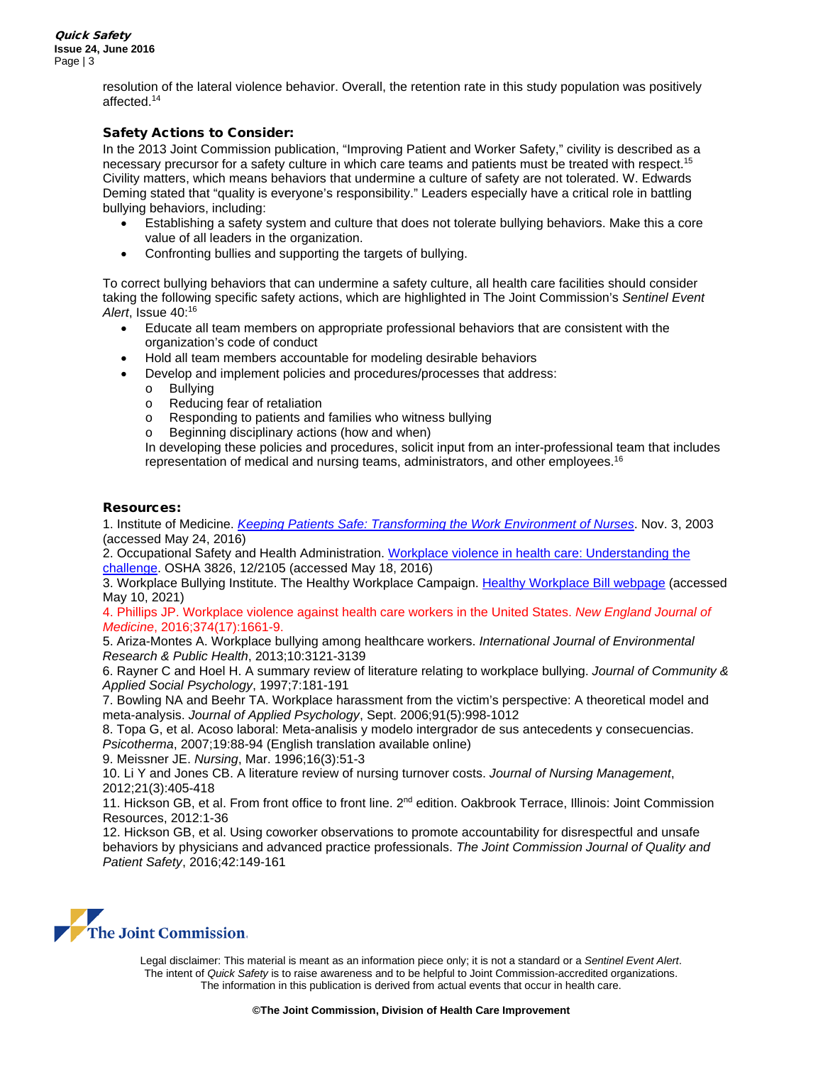resolution of the lateral violence behavior. Overall, the retention rate in this study population was positively affected.[14]

### Safety Actions to Consider:

In the 2013 Joint Commission publication, "Improving Patient and Worker Safety," civility is described as a necessary precursor for a safety culture in which care teams and patients must be treated with respect.[15] Civility matters, which means behaviors that undermine a culture of safety are not tolerated. W. Edwards Deming stated that "quality is everyone's responsibility." Leaders especially have a critical role in battling bullying behaviors, including:

- Establishing a safety system and culture that does not tolerate bullying behaviors. Make this a core value of all leaders in the organization.
- Confronting bullies and supporting the targets of bullying.

To correct bullying behaviors that can undermine a safety culture, all health care facilities should consider taking the following specific safety actions, which are highlighted in The Joint Commission's *Sentinel Event Alert*, Issue 40:[16]

- Educate all team members on appropriate professional behaviors that are consistent with the organization's code of conduct
- Hold all team members accountable for modeling desirable behaviors
- Develop and implement policies and procedures/processes that address:
  - Bullying
  - Reducing fear of retaliation
  - Responding to patients and families who witness bullying
  - Beginning disciplinary actions (how and when)

  In developing these policies and procedures, solicit input from an inter-professional team that includes representation of medical and nursing teams, administrators, and other employees.[16]

### Resources:

1. Institute of Medicine. *Keeping Patients Safe: Transforming the Work Environment of Nurses*. Nov. 3, 2003 (accessed May 24, 2016)
2. Occupational Safety and Health Administration. Workplace violence in health care: Understanding the challenge. OSHA 3826, 12/2105 (accessed May 18, 2016)
3. Workplace Bullying Institute. The Healthy Workplace Campaign. Healthy Workplace Bill webpage (accessed May 10, 2021)
4. Phillips JP. Workplace violence against health care workers in the United States. *New England Journal of Medicine*, 2016;374(17):1661-9.
5. Ariza-Montes A. Workplace bullying among healthcare workers. *International Journal of Environmental Research & Public Health*, 2013;10:3121-3139
6. Rayner C and Hoel H. A summary review of literature relating to workplace bullying. *Journal of Community & Applied Social Psychology*, 1997;7:181-191
7. Bowling NA and Beehr TA. Workplace harassment from the victim's perspective: A theoretical model and meta-analysis. *Journal of Applied Psychology*, Sept. 2006;91(5):998-1012
8. Topa G, et al. Acoso laboral: Meta-analisis y modelo intergrador de sus antecedents y consecuencias. *Psicotherma*, 2007;19:88-94 (English translation available online)
9. Meissner JE. *Nursing*, Mar. 1996;16(3):51-3
10. Li Y and Jones CB. A literature review of nursing turnover costs. *Journal of Nursing Management*, 2012;21(3):405-418
11. Hickson GB, et al. From front office to front line. 2nd edition. Oakbrook Terrace, Illinois: Joint Commission Resources, 2012:1-36
12. Hickson GB, et al. Using coworker observations to promote accountability for disrespectful and unsafe behaviors by physicians and advanced practice professionals. *The Joint Commission Journal of Quality and Patient Safety*, 2016;42:149-161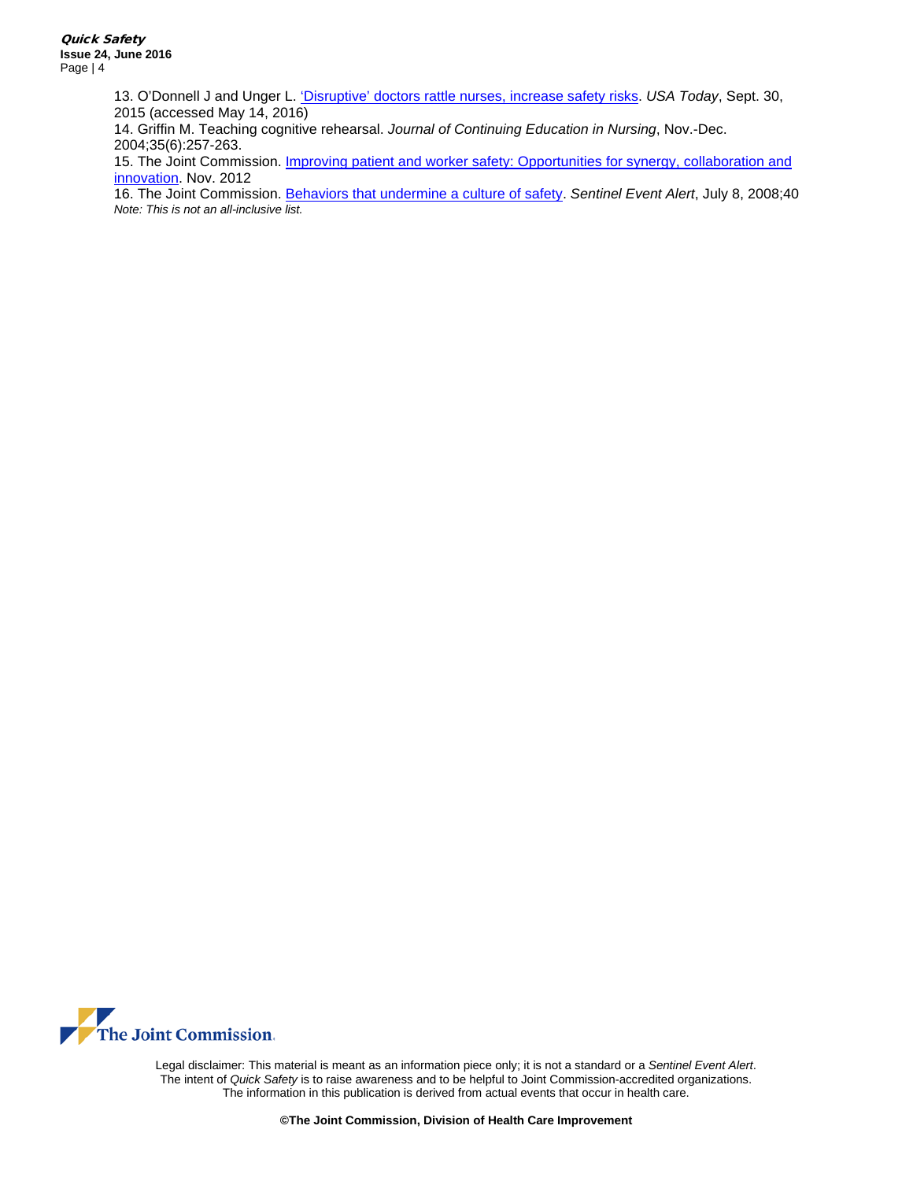13. O'Donnell J and Unger L. 'Disruptive' doctors rattle nurses, increase safety risks. *USA Today*, Sept. 30, 2015 (accessed May 14, 2016)

14. Griffin M. Teaching cognitive rehearsal. *Journal of Continuing Education in Nursing*, Nov.-Dec. 2004;35(6):257-263.

15. The Joint Commission. Improving patient and worker safety: Opportunities for synergy, collaboration and innovation. Nov. 2012

16. The Joint Commission. Behaviors that undermine a culture of safety. *Sentinel Event Alert*, July 8, 2008;40

*Note: This is not an all-inclusive list.*

The Joint Commission

Legal disclaimer: This material is meant as an information piece only; it is not a standard or a *Sentinel Event Alert*. The intent of *Quick Safety* is to raise awareness and to be helpful to Joint Commission-accredited organizations. The information in this publication is derived from actual events that occur in health care.

**©The Joint Commission, Division of Health Care Improvement**